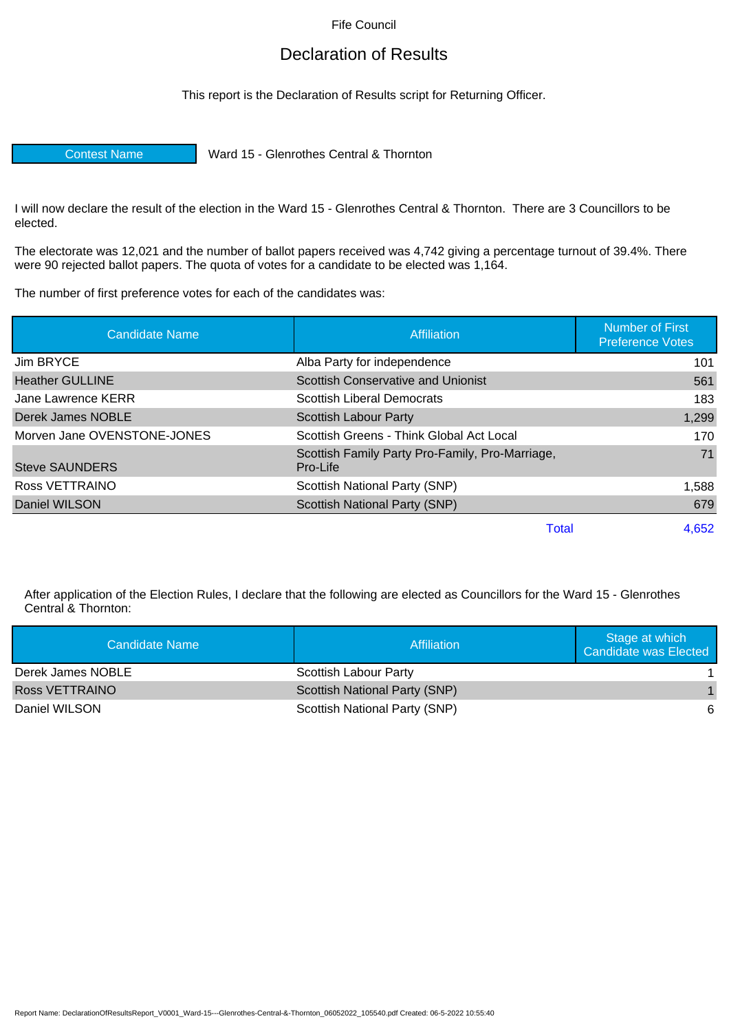Fife Council

# Declaration of Results

This report is the Declaration of Results script for Returning Officer.

| Contest Name | Ward 15 - Glenrothes Central & Thornton |
|---|---|

I will now declare the result of the election in the Ward 15 - Glenrothes Central & Thornton. There are 3 Councillors to be elected.

The electorate was 12,021 and the number of ballot papers received was 4,742 giving a percentage turnout of 39.4%. There were 90 rejected ballot papers. The quota of votes for a candidate to be elected was 1,164.

The number of first preference votes for each of the candidates was:

| Candidate Name | Affiliation | Number of First Preference Votes |
|---|---|---|
| Jim BRYCE | Alba Party for independence | 101 |
| Heather GULLINE | Scottish Conservative and Unionist | 561 |
| Jane Lawrence KERR | Scottish Liberal Democrats | 183 |
| Derek James NOBLE | Scottish Labour Party | 1,299 |
| Morven Jane OVENSTONE-JONES | Scottish Greens - Think Global Act Local | 170 |
| Steve SAUNDERS | Scottish Family Party Pro-Family, Pro-Marriage, Pro-Life | 71 |
| Ross VETTRAINO | Scottish National Party (SNP) | 1,588 |
| Daniel WILSON | Scottish National Party (SNP) | 679 |
| | Total | 4,652 |

After application of the Election Rules, I declare that the following are elected as Councillors for the Ward 15 - Glenrothes Central & Thornton:

| Candidate Name | Affiliation | Stage at which Candidate was Elected |
|---|---|---|
| Derek James NOBLE | Scottish Labour Party | 1 |
| Ross VETTRAINO | Scottish National Party (SNP) | 1 |
| Daniel WILSON | Scottish National Party (SNP) | 6 |

Report Name: DeclarationOfResultsReport_V0001_Ward-15---Glenrothes-Central-&-Thornton_06052022_105540.pdf Created: 06-5-2022 10:55:40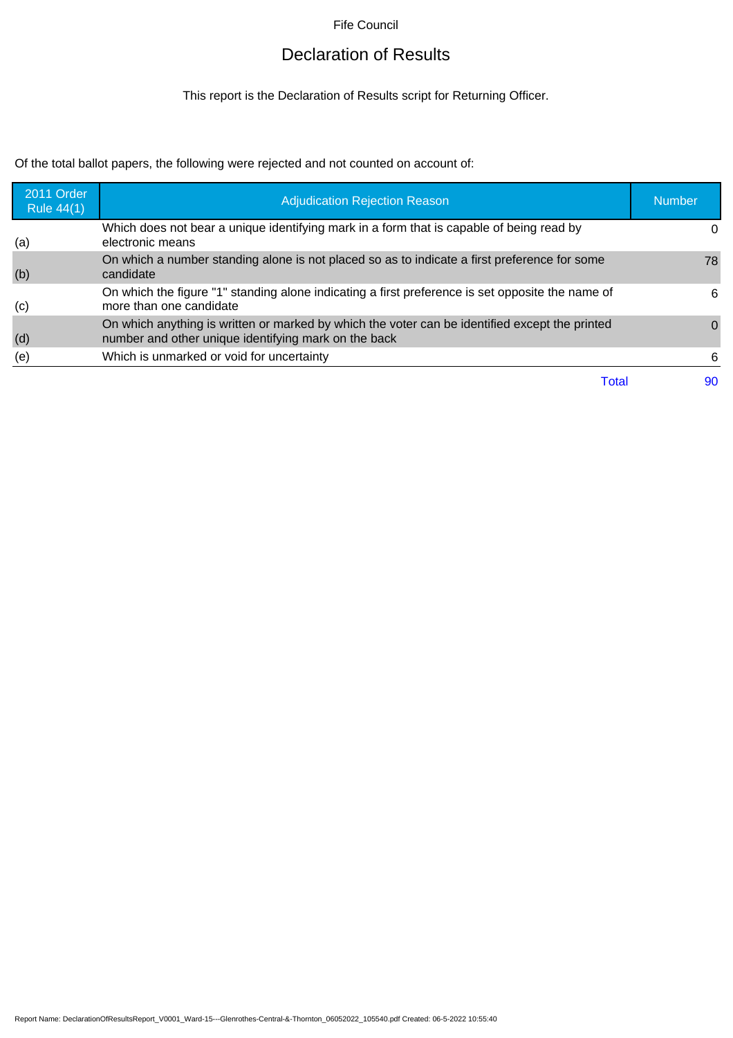Fife Council

# Declaration of Results

This report is the Declaration of Results script for Returning Officer.

Of the total ballot papers, the following were rejected and not counted on account of:

| 2011 Order Rule 44(1) | Adjudication Rejection Reason | Number |
|---|---|---|
| (a) | Which does not bear a unique identifying mark in a form that is capable of being read by electronic means | 0 |
| (b) | On which a number standing alone is not placed so as to indicate a first preference for some candidate | 78 |
| (c) | On which the figure "1" standing alone indicating a first preference is set opposite the name of more than one candidate | 6 |
| (d) | On which anything is written or marked by which the voter can be identified except the printed number and other unique identifying mark on the back | 0 |
| (e) | Which is unmarked or void for uncertainty | 6 |
| | Total | 90 |

Report Name: DeclarationOfResultsReport_V0001_Ward-15---Glenrothes-Central-&-Thornton_06052022_105540.pdf Created: 06-5-2022 10:55:40